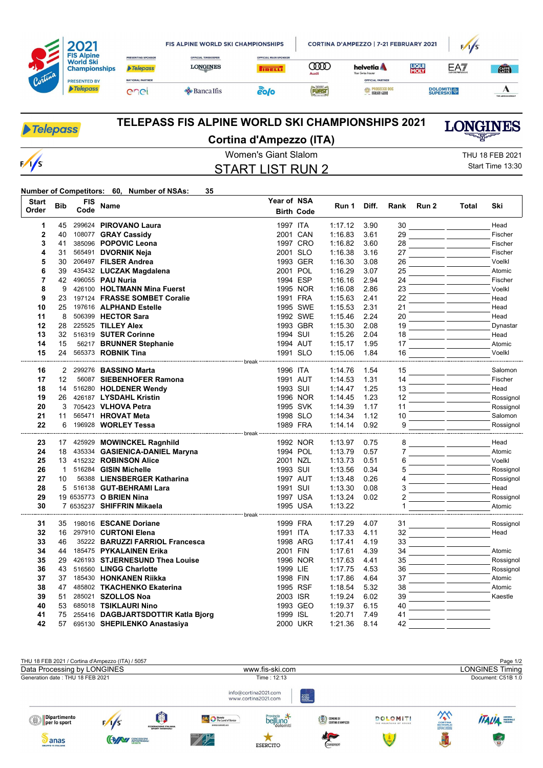# TELEPASS FIS ALPINE WORLD SKI CHAMPIONSHIPS 2021

## Cortina d'Ampezzo (ITA)

Women's Giant Slalom

THU 18 FEB 2021
Start Time 13:30

## START LIST RUN 2

**Number of Competitors: 60, Number of NSAs: 35**

| Start Order | Bib | FIS Code | Name | Year of Birth | NSA Code | Run 1 | Diff. | Rank | Run 2 | Total | Ski |
|---|---|---|---|---|---|---|---|---|---|---|---|
| 1 | 45 | 299624 | **PIROVANO Laura** | 1997 | ITA | 1:17.12 | 3.90 | 30 | | | Head |
| 2 | 40 | 108077 | **GRAY Cassidy** | 2001 | CAN | 1:16.83 | 3.61 | 29 | | | Fischer |
| 3 | 41 | 385096 | **POPOVIC Leona** | 1997 | CRO | 1:16.82 | 3.60 | 28 | | | Fischer |
| 4 | 31 | 565491 | **DVORNIK Neja** | 2001 | SLO | 1:16.38 | 3.16 | 27 | | | Fischer |
| 5 | 30 | 206497 | **FILSER Andrea** | 1993 | GER | 1:16.30 | 3.08 | 26 | | | Voelkl |
| 6 | 39 | 435432 | **LUCZAK Magdalena** | 2001 | POL | 1:16.29 | 3.07 | 25 | | | Atomic |
| 7 | 42 | 496055 | **PAU Nuria** | 1994 | ESP | 1:16.16 | 2.94 | 24 | | | Fischer |
| 8 | 9 | 426100 | **HOLTMANN Mina Fuerst** | 1995 | NOR | 1:16.08 | 2.86 | 23 | | | Voelkl |
| 9 | 23 | 197124 | **FRASSE SOMBET Coralie** | 1991 | FRA | 1:15.63 | 2.41 | 22 | | | Head |
| 10 | 25 | 197616 | **ALPHAND Estelle** | 1995 | SWE | 1:15.53 | 2.31 | 21 | | | Head |
| 11 | 8 | 506399 | **HECTOR Sara** | 1992 | SWE | 1:15.46 | 2.24 | 20 | | | Head |
| 12 | 28 | 225525 | **TILLEY Alex** | 1993 | GBR | 1:15.30 | 2.08 | 19 | | | Dynastar |
| 13 | 32 | 516319 | **SUTER Corinne** | 1994 | SUI | 1:15.26 | 2.04 | 18 | | | Head |
| 14 | 15 | 56217 | **BRUNNER Stephanie** | 1994 | AUT | 1:15.17 | 1.95 | 17 | | | Atomic |
| 15 | 24 | 565373 | **ROBNIK Tina** | 1991 | SLO | 1:15.06 | 1.84 | 16 | | | Voelkl |
| | | | break | | | | | | | | |
| 16 | 2 | 299276 | **BASSINO Marta** | 1996 | ITA | 1:14.76 | 1.54 | 15 | | | Salomon |
| 17 | 12 | 56087 | **SIEBENHOFER Ramona** | 1991 | AUT | 1:14.53 | 1.31 | 14 | | | Fischer |
| 18 | 14 | 516280 | **HOLDENER Wendy** | 1993 | SUI | 1:14.47 | 1.25 | 13 | | | Head |
| 19 | 26 | 426187 | **LYSDAHL Kristin** | 1996 | NOR | 1:14.45 | 1.23 | 12 | | | Rossignol |
| 20 | 3 | 705423 | **VLHOVA Petra** | 1995 | SVK | 1:14.39 | 1.17 | 11 | | | Rossignol |
| 21 | 11 | 565471 | **HROVAT Meta** | 1998 | SLO | 1:14.34 | 1.12 | 10 | | | Salomon |
| 22 | 6 | 196928 | **WORLEY Tessa** | 1989 | FRA | 1:14.14 | 0.92 | 9 | | | Rossignol |
| | | | break | | | | | | | | |
| 23 | 17 | 425929 | **MOWINCKEL Ragnhild** | 1992 | NOR | 1:13.97 | 0.75 | 8 | | | Head |
| 24 | 18 | 435334 | **GASIENICA-DANIEL Maryna** | 1994 | POL | 1:13.79 | 0.57 | 7 | | | Atomic |
| 25 | 13 | 415232 | **ROBINSON Alice** | 2001 | NZL | 1:13.73 | 0.51 | 6 | | | Voelkl |
| 26 | 1 | 516284 | **GISIN Michelle** | 1993 | SUI | 1:13.56 | 0.34 | 5 | | | Rossignol |
| 27 | 10 | 56388 | **LIENSBERGER Katharina** | 1997 | AUT | 1:13.48 | 0.26 | 4 | | | Rossignol |
| 28 | 5 | 516138 | **GUT-BEHRAMI Lara** | 1991 | SUI | 1:13.30 | 0.08 | 3 | | | Head |
| 29 | 19 | 6535773 | **O BRIEN Nina** | 1997 | USA | 1:13.24 | 0.02 | 2 | | | Rossignol |
| 30 | 7 | 6535237 | **SHIFFRIN Mikaela** | 1995 | USA | 1:13.22 | | 1 | | | Atomic |
| | | | break | | | | | | | | |
| 31 | 35 | 198016 | **ESCANE Doriane** | 1999 | FRA | 1:17.29 | 4.07 | 31 | | | Rossignol |
| 32 | 16 | 297910 | **CURTONI Elena** | 1991 | ITA | 1:17.33 | 4.11 | 32 | | | Head |
| 33 | 46 | 35222 | **BARUZZI FARRIOL Francesca** | 1998 | ARG | 1:17.41 | 4.19 | 33 | | | |
| 34 | 44 | 185475 | **PYKALAINEN Erika** | 2001 | FIN | 1:17.61 | 4.39 | 34 | | | Atomic |
| 35 | 29 | 426193 | **STJERNESUND Thea Louise** | 1996 | NOR | 1:17.63 | 4.41 | 35 | | | Rossignol |
| 36 | 43 | 516560 | **LINGG Charlotte** | 1999 | LIE | 1:17.75 | 4.53 | 36 | | | Rossignol |
| 37 | 37 | 185430 | **HONKANEN Riikka** | 1998 | FIN | 1:17.86 | 4.64 | 37 | | | Atomic |
| 38 | 47 | 485802 | **TKACHENKO Ekaterina** | 1995 | RSF | 1:18.54 | 5.32 | 38 | | | Atomic |
| 39 | 51 | 285021 | **SZOLLOS Noa** | 2003 | ISR | 1:19.24 | 6.02 | 39 | | | Kaestle |
| 40 | 53 | 685018 | **TSIKLAURI Nino** | 1993 | GEO | 1:19.37 | 6.15 | 40 | | | |
| 41 | 75 | 255416 | **DAGBJARTSDOTTIR Katla Bjorg** | 1999 | ISL | 1:20.71 | 7.49 | 41 | | | |
| 42 | 57 | 695130 | **SHEPILENKO Anastasiya** | 2000 | UKR | 1:21.36 | 8.14 | 42 | | | |

THU 18 FEB 2021 / Cortina d'Ampezzo (ITA) / 5057
Data Processing by LONGINES — www.fis-ski.com — LONGINES Timing
Generation date : THU 18 FEB 2021 — Time : 12:13 — Document: C51B 1.0

info@cortina2021.com
www.cortina2021.com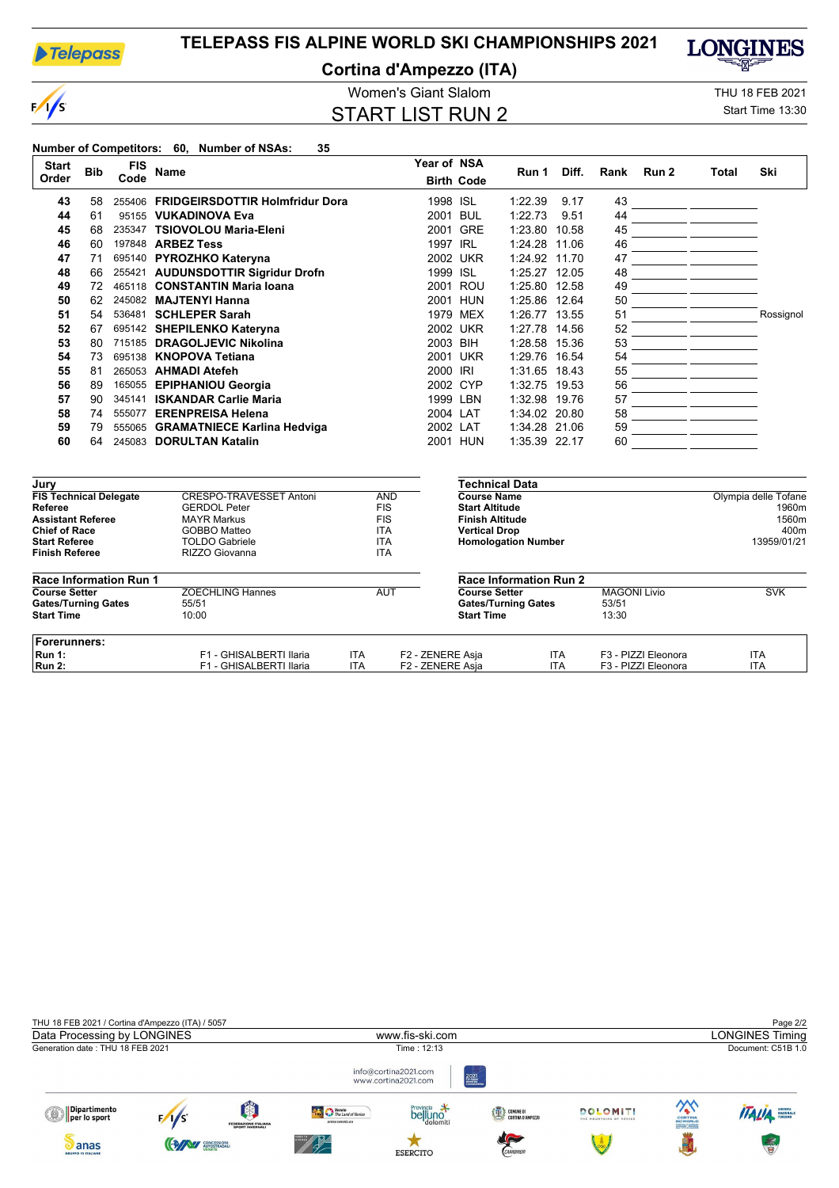# TELEPASS FIS ALPINE WORLD SKI CHAMPIONSHIPS 2021

## Cortina d'Ampezzo (ITA)

Women's Giant Slalom

## START LIST RUN 2

THU 18 FEB 2021
Start Time 13:30

**Number of Competitors: 60, Number of NSAs: 35**

| Start Order | Bib | FIS Code | Name | Year of Birth | NSA Code | Run 1 | Diff. | Rank | Run 2 | Total | Ski |
|---|---|---|---|---|---|---|---|---|---|---|---|
| 43 | 58 | 255406 | FRIDGEIRSDOTTIR Holmfridur Dora | 1998 | ISL | 1:22.39 | 9.17 | 43 | | | |
| 44 | 61 | 95155 | VUKADINOVA Eva | 2001 | BUL | 1:22.73 | 9.51 | 44 | | | |
| 45 | 68 | 235347 | TSIOVOLOU Maria-Eleni | 2001 | GRE | 1:23.80 | 10.58 | 45 | | | |
| 46 | 60 | 197848 | ARBEZ Tess | 1997 | IRL | 1:24.28 | 11.06 | 46 | | | |
| 47 | 71 | 695140 | PYROZHKO Kateryna | 2002 | UKR | 1:24.92 | 11.70 | 47 | | | |
| 48 | 66 | 255421 | AUDUNSDOTTIR Sigridur Drofn | 1999 | ISL | 1:25.27 | 12.05 | 48 | | | |
| 49 | 72 | 465118 | CONSTANTIN Maria Ioana | 2001 | ROU | 1:25.80 | 12.58 | 49 | | | |
| 50 | 62 | 245082 | MAJTENYI Hanna | 2001 | HUN | 1:25.86 | 12.64 | 50 | | | |
| 51 | 54 | 536481 | SCHLEPER Sarah | 1979 | MEX | 1:26.77 | 13.55 | 51 | | | Rossignol |
| 52 | 67 | 695142 | SHEPILENKO Kateryna | 2002 | UKR | 1:27.78 | 14.56 | 52 | | | |
| 53 | 80 | 715185 | DRAGOLJEVIC Nikolina | 2003 | BIH | 1:28.58 | 15.36 | 53 | | | |
| 54 | 73 | 695138 | KNOPOVA Tetiana | 2001 | UKR | 1:29.76 | 16.54 | 54 | | | |
| 55 | 81 | 265053 | AHMADI Atefeh | 2000 | IRI | 1:31.65 | 18.43 | 55 | | | |
| 56 | 89 | 165055 | EPIPHANIOU Georgia | 2002 | CYP | 1:32.75 | 19.53 | 56 | | | |
| 57 | 90 | 345141 | ISKANDAR Carlie Maria | 1999 | LBN | 1:32.98 | 19.76 | 57 | | | |
| 58 | 74 | 555077 | ERENPREISA Helena | 2004 | LAT | 1:34.02 | 20.80 | 58 | | | |
| 59 | 79 | 555065 | GRAMATNIECE Karlina Hedviga | 2002 | LAT | 1:34.28 | 21.06 | 59 | | | |
| 60 | 64 | 245083 | DORULTAN Katalin | 2001 | HUN | 1:35.39 | 22.17 | 60 | | | |

### Jury

| | | |
|---|---|---|
| **FIS Technical Delegate** | CRESPO-TRAVESSET Antoni | AND |
| **Referee** | GERDOL Peter | FIS |
| **Assistant Referee** | MAYR Markus | FIS |
| **Chief of Race** | GOBBO Matteo | ITA |
| **Start Referee** | TOLDO Gabriele | ITA |
| **Finish Referee** | RIZZO Giovanna | ITA |

### Technical Data

| | |
|---|---|
| **Course Name** | Olympia delle Tofane |
| **Start Altitude** | 1960m |
| **Finish Altitude** | 1560m |
| **Vertical Drop** | 400m |
| **Homologation Number** | 13959/01/21 |

### Race Information Run 1

| | | |
|---|---|---|
| **Course Setter** | ZOECHLING Hannes | AUT |
| **Gates/Turning Gates** | 55/51 | |
| **Start Time** | 10:00 | |

### Race Information Run 2

| | | |
|---|---|---|
| **Course Setter** | MAGONI Livio | SVK |
| **Gates/Turning Gates** | 53/51 | |
| **Start Time** | 13:30 | |

### Forerunners:

| | | | | | | |
|---|---|---|---|---|---|---|
| **Run 1:** | F1 - GHISALBERTI Ilaria | ITA | F2 - ZENERE Asja | ITA | F3 - PIZZI Eleonora | ITA |
| **Run 2:** | F1 - GHISALBERTI Ilaria | ITA | F2 - ZENERE Asja | ITA | F3 - PIZZI Eleonora | ITA |

THU 18 FEB 2021 / Cortina d'Ampezzo (ITA) / 5057

Data Processing by LONGINES — www.fis-ski.com — LONGINES Timing

Generation date : THU 18 FEB 2021 — Time : 12:13 — Document: C51B 1.0

info@cortina2021.com
www.cortina2021.com